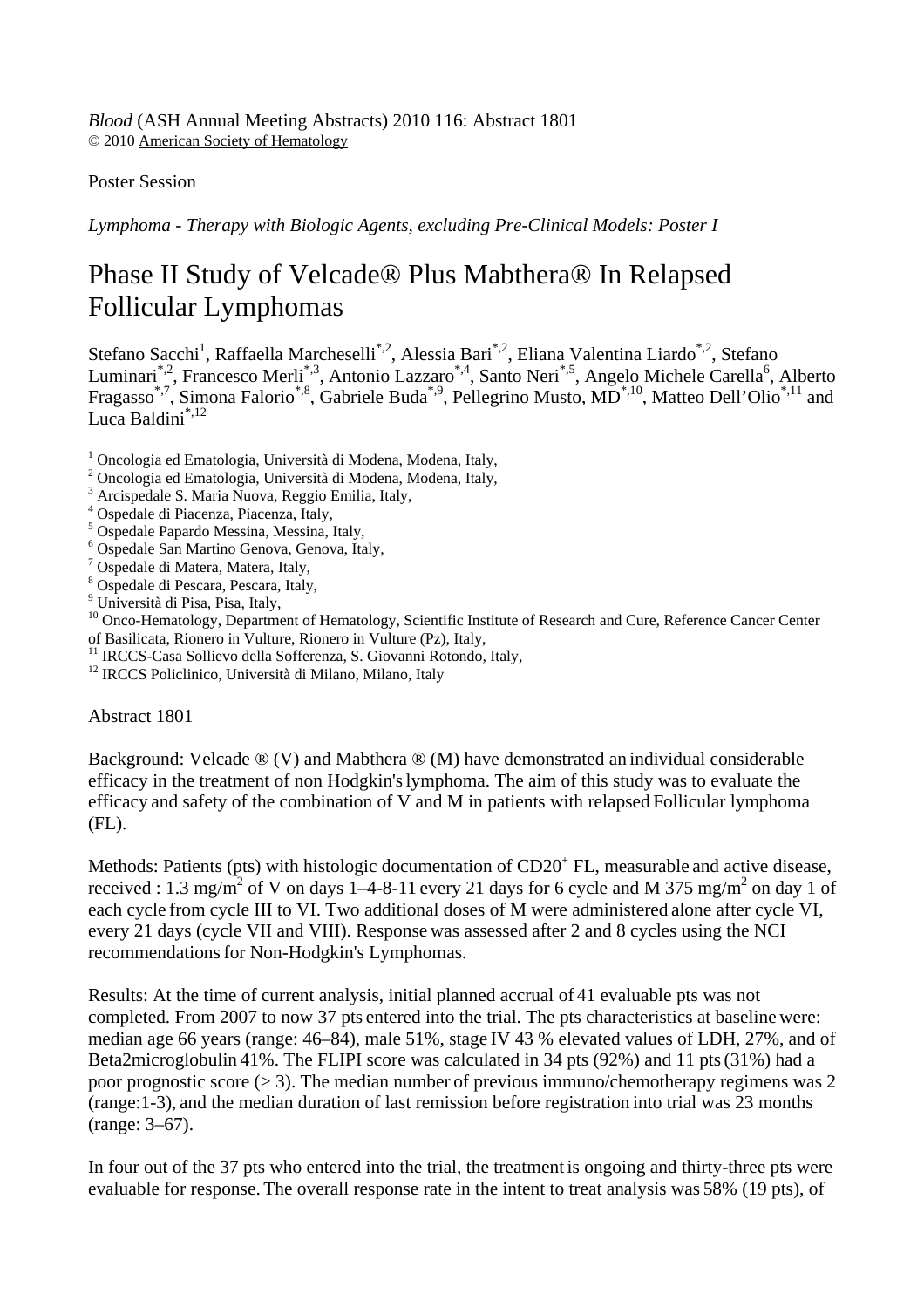*Blood* (ASH Annual Meeting Abstracts) 2010 116: Abstract 1801
© 2010 American Society of Hematology

Poster Session

*Lymphoma - Therapy with Biologic Agents, excluding Pre-Clinical Models: Poster I*

# Phase II Study of Velcade® Plus Mabthera® In Relapsed Follicular Lymphomas

Stefano Sacchi[1], Raffaella Marcheselli[*,2], Alessia Bari[*,2], Eliana Valentina Liardo[*,2], Stefano Luminari[*,2], Francesco Merli[*,3], Antonio Lazzaro[*,4], Santo Neri[*,5], Angelo Michele Carella[6], Alberto Fragasso[*,7], Simona Falorio[*,8], Gabriele Buda[*,9], Pellegrino Musto, MD[*,10], Matteo Dell'Olio[*,11] and Luca Baldini[*,12]

[1] Oncologia ed Ematologia, Università di Modena, Modena, Italy,
[2] Oncologia ed Ematologia, Università di Modena, Modena, Italy,
[3] Arcispedale S. Maria Nuova, Reggio Emilia, Italy,
[4] Ospedale di Piacenza, Piacenza, Italy,
[5] Ospedale Papardo Messina, Messina, Italy,
[6] Ospedale San Martino Genova, Genova, Italy,
[7] Ospedale di Matera, Matera, Italy,
[8] Ospedale di Pescara, Pescara, Italy,
[9] Università di Pisa, Pisa, Italy,
[10] Onco-Hematology, Department of Hematology, Scientific Institute of Research and Cure, Reference Cancer Center of Basilicata, Rionero in Vulture, Rionero in Vulture (Pz), Italy,
[11] IRCCS-Casa Sollievo della Sofferenza, S. Giovanni Rotondo, Italy,
[12] IRCCS Policlinico, Università di Milano, Milano, Italy

Abstract 1801

Background: Velcade ® (V) and Mabthera ® (M) have demonstrated an individual considerable efficacy in the treatment of non Hodgkin's lymphoma. The aim of this study was to evaluate the efficacy and safety of the combination of V and M in patients with relapsed Follicular lymphoma (FL).

Methods: Patients (pts) with histologic documentation of $CD20^{+}$ FL, measurable and active disease, received : 1.3 mg/$m^2$ of V on days 1–4-8-11 every 21 days for 6 cycle and M 375 mg/$m^2$ on day 1 of each cycle from cycle III to VI. Two additional doses of M were administered alone after cycle VI, every 21 days (cycle VII and VIII). Response was assessed after 2 and 8 cycles using the NCI recommendations for Non-Hodgkin's Lymphomas.

Results: At the time of current analysis, initial planned accrual of 41 evaluable pts was not completed. From 2007 to now 37 pts entered into the trial. The pts characteristics at baseline were: median age 66 years (range: 46–84), male 51%, stage IV 43 % elevated values of LDH, 27%, and of Beta2microglobulin 41%. The FLIPI score was calculated in 34 pts (92%) and 11 pts (31%) had a poor prognostic score (> 3). The median number of previous immuno/chemotherapy regimens was 2 (range:1-3), and the median duration of last remission before registration into trial was 23 months (range: 3–67).

In four out of the 37 pts who entered into the trial, the treatment is ongoing and thirty-three pts were evaluable for response. The overall response rate in the intent to treat analysis was 58% (19 pts), of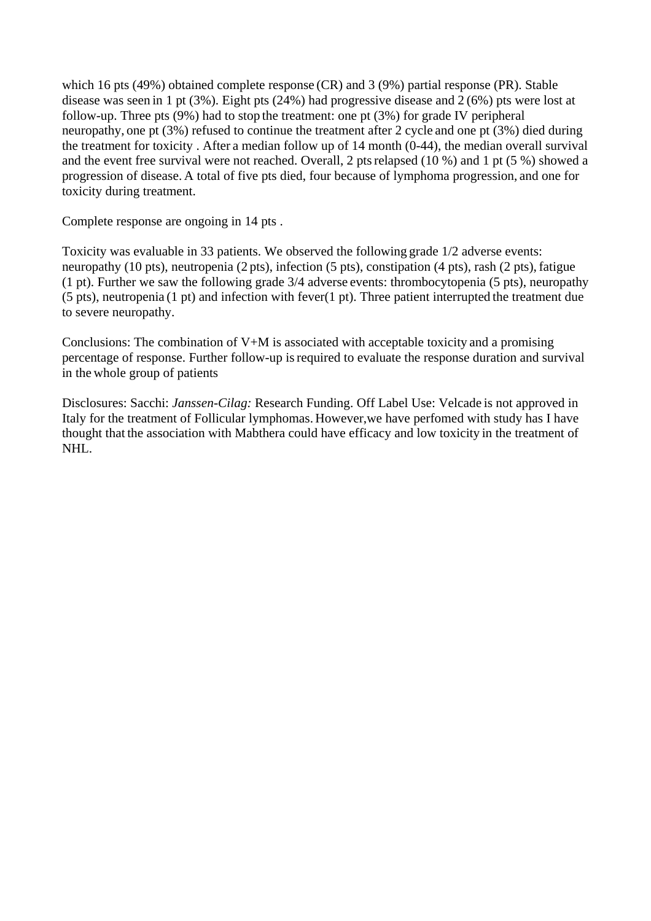which 16 pts (49%) obtained complete response (CR) and 3 (9%) partial response (PR). Stable disease was seen in 1 pt (3%). Eight pts (24%) had progressive disease and 2 (6%) pts were lost at follow-up. Three pts (9%) had to stop the treatment: one pt (3%) for grade IV peripheral neuropathy, one pt (3%) refused to continue the treatment after 2 cycle and one pt (3%) died during the treatment for toxicity . After a median follow up of 14 month (0-44), the median overall survival and the event free survival were not reached. Overall, 2 pts relapsed (10 %) and 1 pt (5 %) showed a progression of disease. A total of five pts died, four because of lymphoma progression, and one for toxicity during treatment.

Complete response are ongoing in 14 pts .

Toxicity was evaluable in 33 patients. We observed the following grade 1/2 adverse events: neuropathy (10 pts), neutropenia (2 pts), infection (5 pts), constipation (4 pts), rash (2 pts), fatigue (1 pt). Further we saw the following grade 3/4 adverse events: thrombocytopenia (5 pts), neuropathy (5 pts), neutropenia (1 pt) and infection with fever(1 pt). Three patient interrupted the treatment due to severe neuropathy.

Conclusions: The combination of V+M is associated with acceptable toxicity and a promising percentage of response. Further follow-up is required to evaluate the response duration and survival in the whole group of patients

Disclosures: Sacchi: *Janssen-Cilag:* Research Funding. Off Label Use: Velcade is not approved in Italy for the treatment of Follicular lymphomas. However,we have perfomed with study has I have thought that the association with Mabthera could have efficacy and low toxicity in the treatment of NHL.